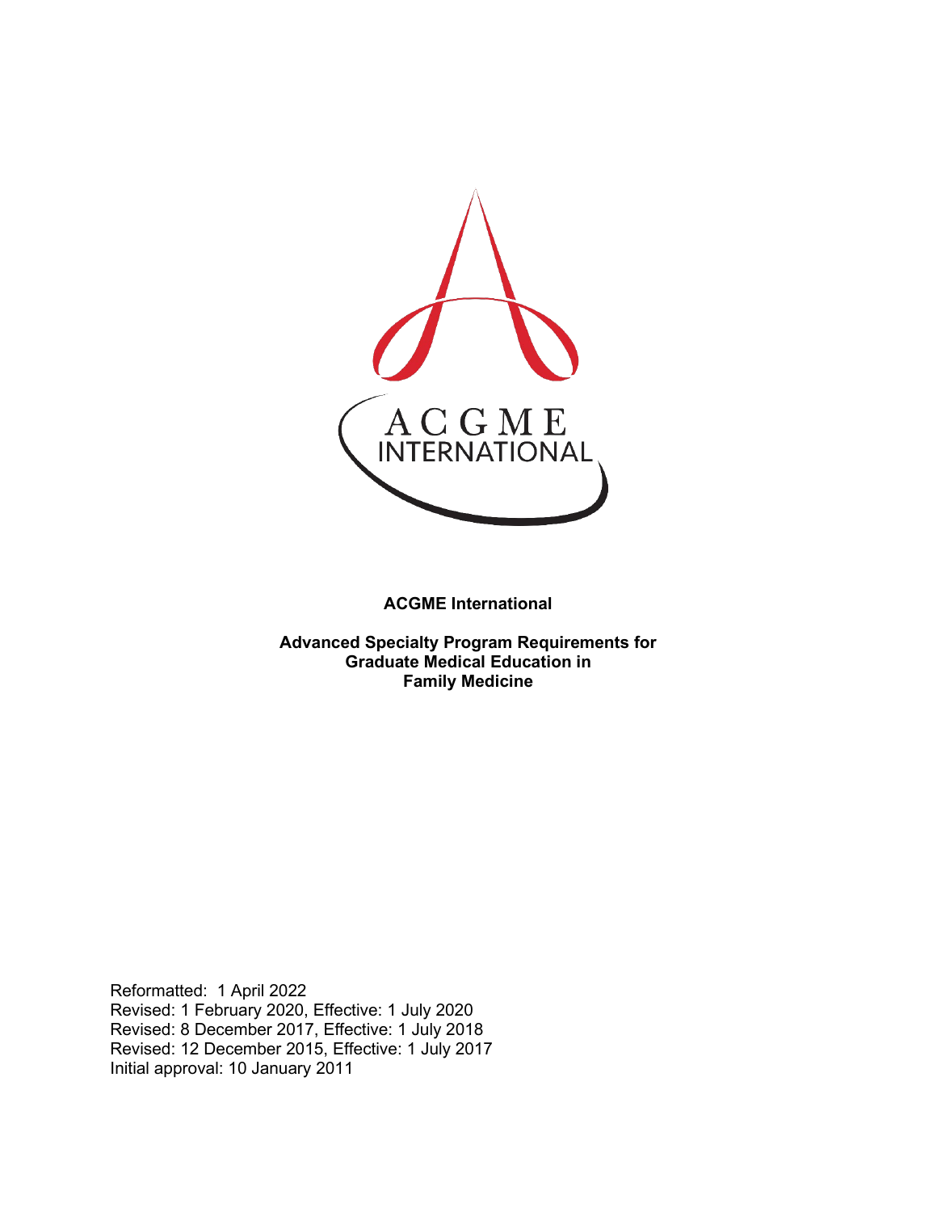**ACGME International**

**Advanced Specialty Program Requirements for Graduate Medical Education in Family Medicine**

Reformatted: 1 April 2022
Revised: 1 February 2020, Effective: 1 July 2020
Revised: 8 December 2017, Effective: 1 July 2018
Revised: 12 December 2015, Effective: 1 July 2017
Initial approval: 10 January 2011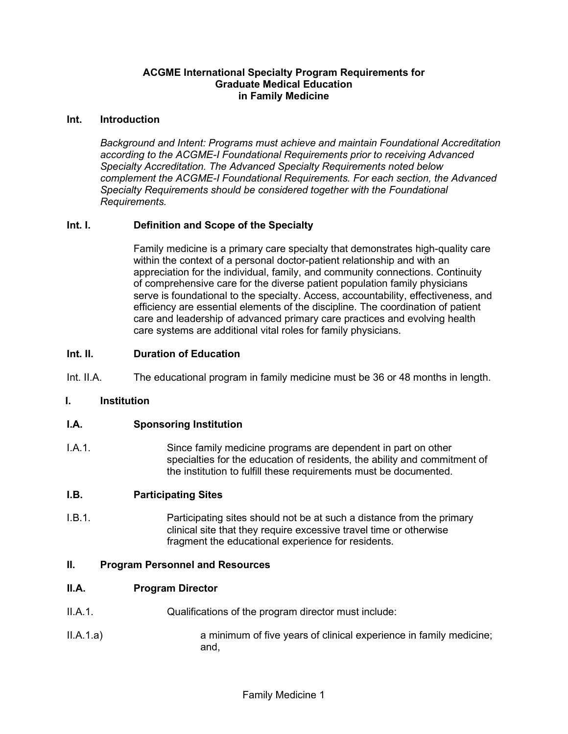# ACGME International Specialty Program Requirements for Graduate Medical Education in Family Medicine

## Int. Introduction

*Background and Intent: Programs must achieve and maintain Foundational Accreditation according to the ACGME-I Foundational Requirements prior to receiving Advanced Specialty Accreditation. The Advanced Specialty Requirements noted below complement the ACGME-I Foundational Requirements. For each section, the Advanced Specialty Requirements should be considered together with the Foundational Requirements.*

### Int. I. Definition and Scope of the Specialty

Family medicine is a primary care specialty that demonstrates high-quality care within the context of a personal doctor-patient relationship and with an appreciation for the individual, family, and community connections. Continuity of comprehensive care for the diverse patient population family physicians serve is foundational to the specialty. Access, accountability, effectiveness, and efficiency are essential elements of the discipline. The coordination of patient care and leadership of advanced primary care practices and evolving health care systems are additional vital roles for family physicians.

### Int. II. Duration of Education

Int. II.A. The educational program in family medicine must be 36 or 48 months in length.

## I. Institution

### I.A. Sponsoring Institution

I.A.1. Since family medicine programs are dependent in part on other specialties for the education of residents, the ability and commitment of the institution to fulfill these requirements must be documented.

### I.B. Participating Sites

I.B.1. Participating sites should not be at such a distance from the primary clinical site that they require excessive travel time or otherwise fragment the educational experience for residents.

## II. Program Personnel and Resources

### II.A. Program Director

II.A.1. Qualifications of the program director must include:

II.A.1.a) a minimum of five years of clinical experience in family medicine; and,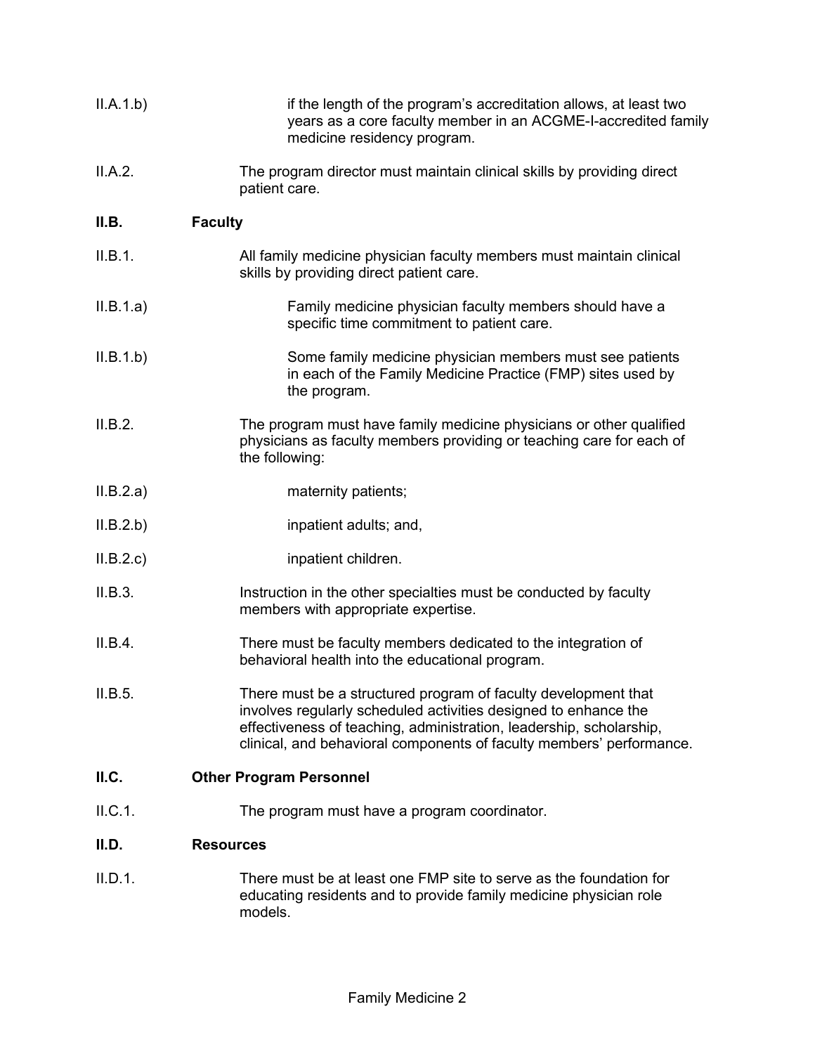II.A.1.b) if the length of the program's accreditation allows, at least two years as a core faculty member in an ACGME-I-accredited family medicine residency program.

II.A.2. The program director must maintain clinical skills by providing direct patient care.

**II.B. Faculty**

II.B.1. All family medicine physician faculty members must maintain clinical skills by providing direct patient care.

II.B.1.a) Family medicine physician faculty members should have a specific time commitment to patient care.

II.B.1.b) Some family medicine physician members must see patients in each of the Family Medicine Practice (FMP) sites used by the program.

II.B.2. The program must have family medicine physicians or other qualified physicians as faculty members providing or teaching care for each of the following:

II.B.2.a) maternity patients;

II.B.2.b) inpatient adults; and,

II.B.2.c) inpatient children.

II.B.3. Instruction in the other specialties must be conducted by faculty members with appropriate expertise.

II.B.4. There must be faculty members dedicated to the integration of behavioral health into the educational program.

II.B.5. There must be a structured program of faculty development that involves regularly scheduled activities designed to enhance the effectiveness of teaching, administration, leadership, scholarship, clinical, and behavioral components of faculty members' performance.

**II.C. Other Program Personnel**

II.C.1. The program must have a program coordinator.

**II.D. Resources**

II.D.1. There must be at least one FMP site to serve as the foundation for educating residents and to provide family medicine physician role models.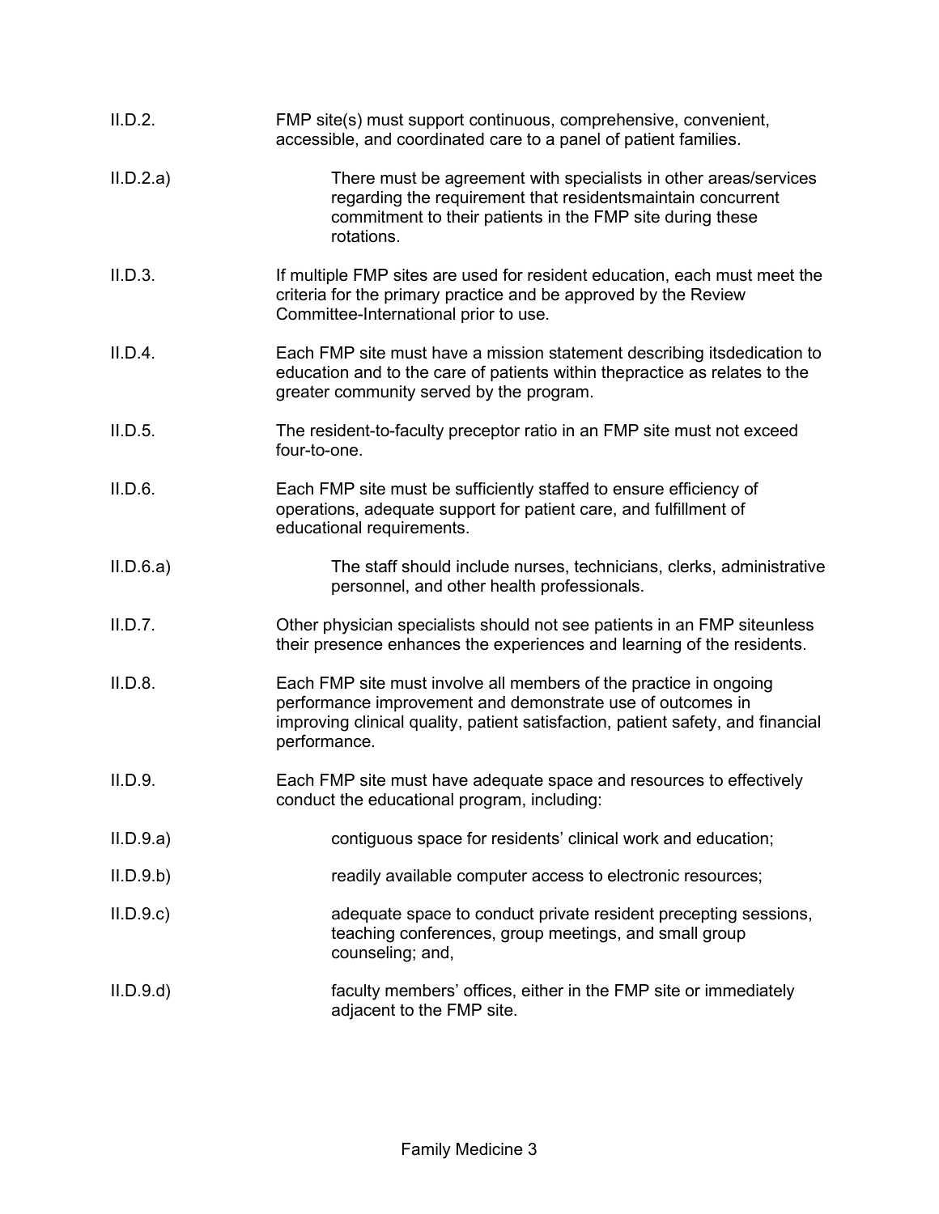II.D.2. FMP site(s) must support continuous, comprehensive, convenient, accessible, and coordinated care to a panel of patient families.

II.D.2.a) There must be agreement with specialists in other areas/services regarding the requirement that residentsmaintain concurrent commitment to their patients in the FMP site during these rotations.

II.D.3. If multiple FMP sites are used for resident education, each must meet the criteria for the primary practice and be approved by the Review Committee-International prior to use.

II.D.4. Each FMP site must have a mission statement describing itsdedication to education and to the care of patients within thepractice as relates to the greater community served by the program.

II.D.5. The resident-to-faculty preceptor ratio in an FMP site must not exceed four-to-one.

II.D.6. Each FMP site must be sufficiently staffed to ensure efficiency of operations, adequate support for patient care, and fulfillment of educational requirements.

II.D.6.a) The staff should include nurses, technicians, clerks, administrative personnel, and other health professionals.

II.D.7. Other physician specialists should not see patients in an FMP siteunless their presence enhances the experiences and learning of the residents.

II.D.8. Each FMP site must involve all members of the practice in ongoing performance improvement and demonstrate use of outcomes in improving clinical quality, patient satisfaction, patient safety, and financial performance.

II.D.9. Each FMP site must have adequate space and resources to effectively conduct the educational program, including:

II.D.9.a) contiguous space for residents' clinical work and education;

II.D.9.b) readily available computer access to electronic resources;

II.D.9.c) adequate space to conduct private resident precepting sessions, teaching conferences, group meetings, and small group counseling; and,

II.D.9.d) faculty members' offices, either in the FMP site or immediately adjacent to the FMP site.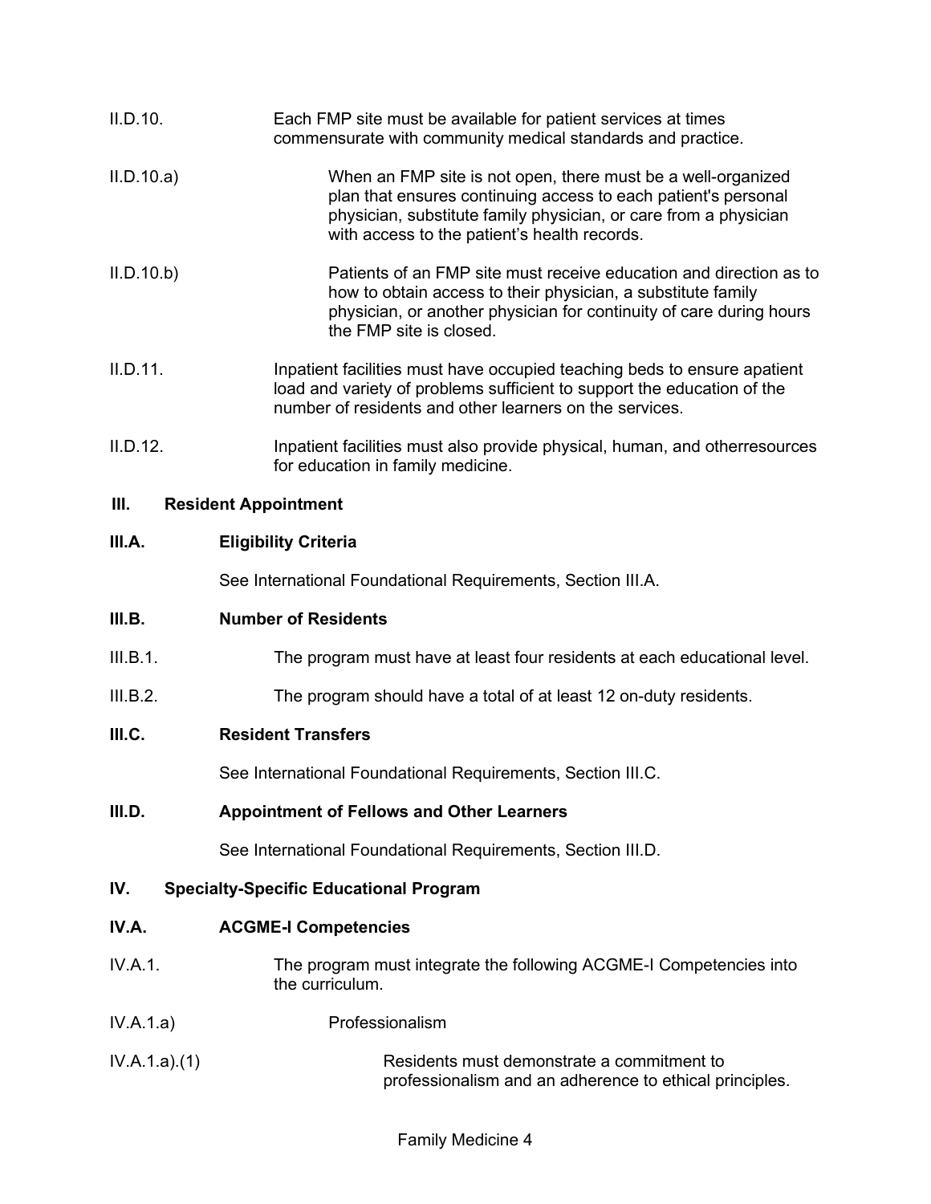II.D.10. Each FMP site must be available for patient services at times commensurate with community medical standards and practice.

II.D.10.a) When an FMP site is not open, there must be a well-organized plan that ensures continuing access to each patient's personal physician, substitute family physician, or care from a physician with access to the patient's health records.

II.D.10.b) Patients of an FMP site must receive education and direction as to how to obtain access to their physician, a substitute family physician, or another physician for continuity of care during hours the FMP site is closed.

II.D.11. Inpatient facilities must have occupied teaching beds to ensure apatient load and variety of problems sufficient to support the education of the number of residents and other learners on the services.

II.D.12. Inpatient facilities must also provide physical, human, and otherresources for education in family medicine.

## III. Resident Appointment

### III.A. Eligibility Criteria

See International Foundational Requirements, Section III.A.

### III.B. Number of Residents

III.B.1. The program must have at least four residents at each educational level.

III.B.2. The program should have a total of at least 12 on-duty residents.

### III.C. Resident Transfers

See International Foundational Requirements, Section III.C.

### III.D. Appointment of Fellows and Other Learners

See International Foundational Requirements, Section III.D.

## IV. Specialty-Specific Educational Program

### IV.A. ACGME-I Competencies

IV.A.1. The program must integrate the following ACGME-I Competencies into the curriculum.

IV.A.1.a) Professionalism

IV.A.1.a).(1) Residents must demonstrate a commitment to professionalism and an adherence to ethical principles.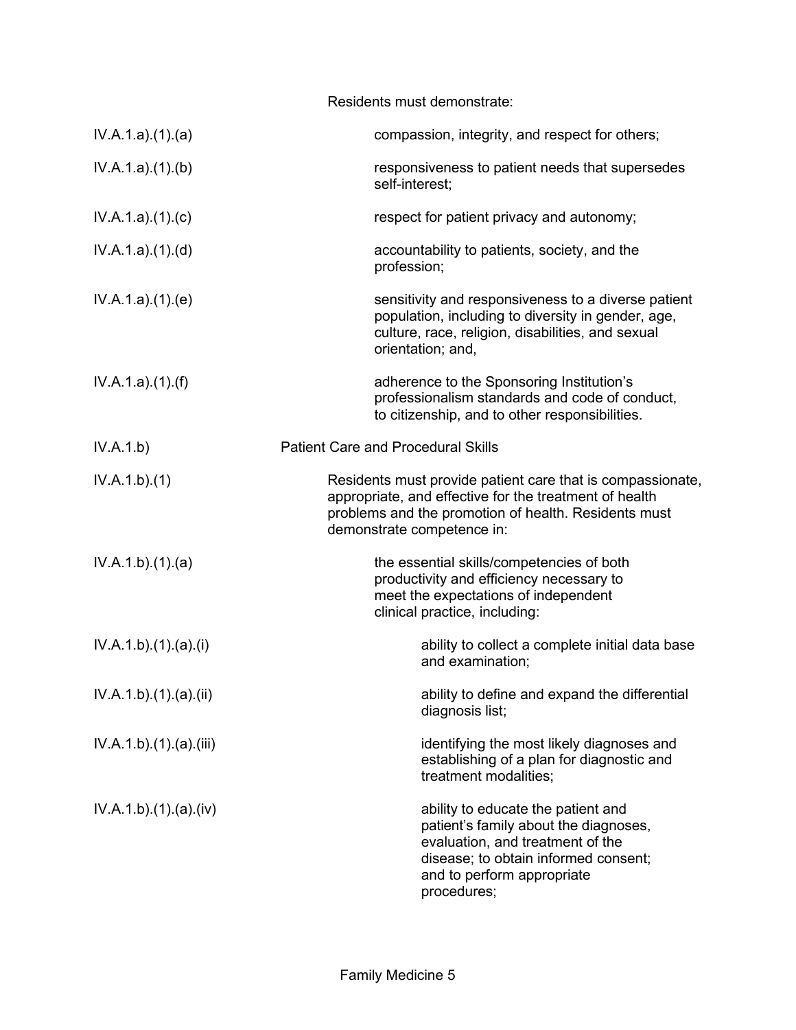Residents must demonstrate:

| | |
|---|---|
| IV.A.1.a).(1).(a) | compassion, integrity, and respect for others; |
| IV.A.1.a).(1).(b) | responsiveness to patient needs that supersedes self-interest; |
| IV.A.1.a).(1).(c) | respect for patient privacy and autonomy; |
| IV.A.1.a).(1).(d) | accountability to patients, society, and the profession; |
| IV.A.1.a).(1).(e) | sensitivity and responsiveness to a diverse patient population, including to diversity in gender, age, culture, race, religion, disabilities, and sexual orientation; and, |
| IV.A.1.a).(1).(f) | adherence to the Sponsoring Institution's professionalism standards and code of conduct, to citizenship, and to other responsibilities. |
| IV.A.1.b) | Patient Care and Procedural Skills |
| IV.A.1.b).(1) | Residents must provide patient care that is compassionate, appropriate, and effective for the treatment of health problems and the promotion of health. Residents must demonstrate competence in: |
| IV.A.1.b).(1).(a) | the essential skills/competencies of both productivity and efficiency necessary to meet the expectations of independent clinical practice, including: |
| IV.A.1.b).(1).(a).(i) | ability to collect a complete initial data base and examination; |
| IV.A.1.b).(1).(a).(ii) | ability to define and expand the differential diagnosis list; |
| IV.A.1.b).(1).(a).(iii) | identifying the most likely diagnoses and establishing of a plan for diagnostic and treatment modalities; |
| IV.A.1.b).(1).(a).(iv) | ability to educate the patient and patient's family about the diagnoses, evaluation, and treatment of the disease; to obtain informed consent; and to perform appropriate procedures; |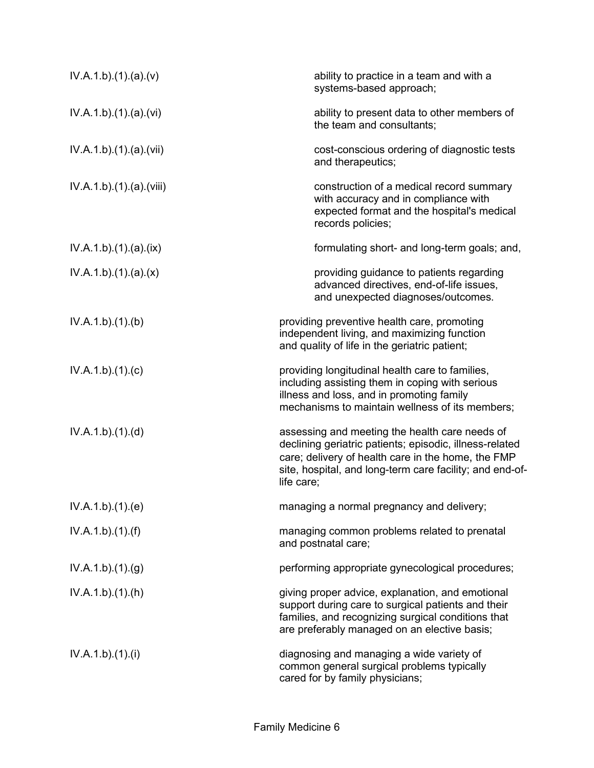| | |
|---|---|
| IV.A.1.b).(1).(a).(v) | ability to practice in a team and with a systems-based approach; |
| IV.A.1.b).(1).(a).(vi) | ability to present data to other members of the team and consultants; |
| IV.A.1.b).(1).(a).(vii) | cost-conscious ordering of diagnostic tests and therapeutics; |
| IV.A.1.b).(1).(a).(viii) | construction of a medical record summary with accuracy and in compliance with expected format and the hospital's medical records policies; |
| IV.A.1.b).(1).(a).(ix) | formulating short- and long-term goals; and, |
| IV.A.1.b).(1).(a).(x) | providing guidance to patients regarding advanced directives, end-of-life issues, and unexpected diagnoses/outcomes. |
| IV.A.1.b).(1).(b) | providing preventive health care, promoting independent living, and maximizing function and quality of life in the geriatric patient; |
| IV.A.1.b).(1).(c) | providing longitudinal health care to families, including assisting them in coping with serious illness and loss, and in promoting family mechanisms to maintain wellness of its members; |
| IV.A.1.b).(1).(d) | assessing and meeting the health care needs of declining geriatric patients; episodic, illness-related care; delivery of health care in the home, the FMP site, hospital, and long-term care facility; and end-of-life care; |
| IV.A.1.b).(1).(e) | managing a normal pregnancy and delivery; |
| IV.A.1.b).(1).(f) | managing common problems related to prenatal and postnatal care; |
| IV.A.1.b).(1).(g) | performing appropriate gynecological procedures; |
| IV.A.1.b).(1).(h) | giving proper advice, explanation, and emotional support during care to surgical patients and their families, and recognizing surgical conditions that are preferably managed on an elective basis; |
| IV.A.1.b).(1).(i) | diagnosing and managing a wide variety of common general surgical problems typically cared for by family physicians; |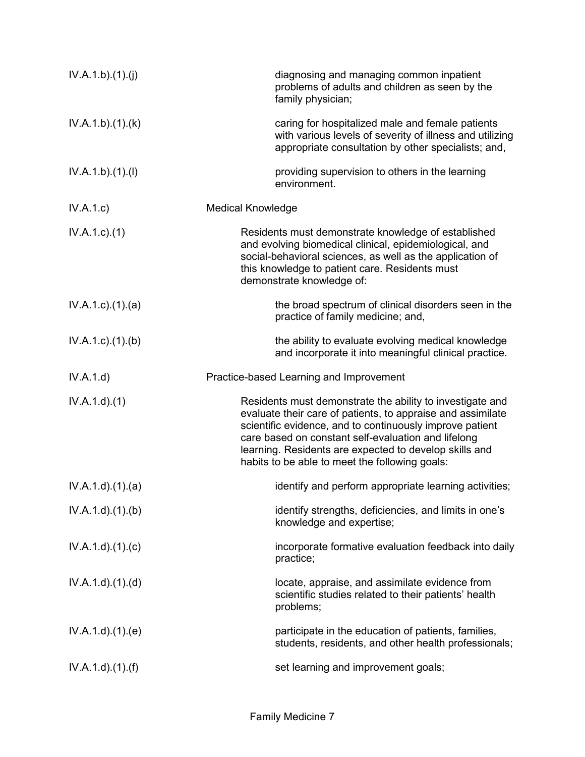| | |
|---|---|
| IV.A.1.b).(1).(j) | diagnosing and managing common inpatient problems of adults and children as seen by the family physician; |
| IV.A.1.b).(1).(k) | caring for hospitalized male and female patients with various levels of severity of illness and utilizing appropriate consultation by other specialists; and, |
| IV.A.1.b).(1).(l) | providing supervision to others in the learning environment. |
| IV.A.1.c) | Medical Knowledge |
| IV.A.1.c).(1) | Residents must demonstrate knowledge of established and evolving biomedical clinical, epidemiological, and social-behavioral sciences, as well as the application of this knowledge to patient care. Residents must demonstrate knowledge of: |
| IV.A.1.c).(1).(a) | the broad spectrum of clinical disorders seen in the practice of family medicine; and, |
| IV.A.1.c).(1).(b) | the ability to evaluate evolving medical knowledge and incorporate it into meaningful clinical practice. |
| IV.A.1.d) | Practice-based Learning and Improvement |
| IV.A.1.d).(1) | Residents must demonstrate the ability to investigate and evaluate their care of patients, to appraise and assimilate scientific evidence, and to continuously improve patient care based on constant self-evaluation and lifelong learning. Residents are expected to develop skills and habits to be able to meet the following goals: |
| IV.A.1.d).(1).(a) | identify and perform appropriate learning activities; |
| IV.A.1.d).(1).(b) | identify strengths, deficiencies, and limits in one's knowledge and expertise; |
| IV.A.1.d).(1).(c) | incorporate formative evaluation feedback into daily practice; |
| IV.A.1.d).(1).(d) | locate, appraise, and assimilate evidence from scientific studies related to their patients' health problems; |
| IV.A.1.d).(1).(e) | participate in the education of patients, families, students, residents, and other health professionals; |
| IV.A.1.d).(1).(f) | set learning and improvement goals; |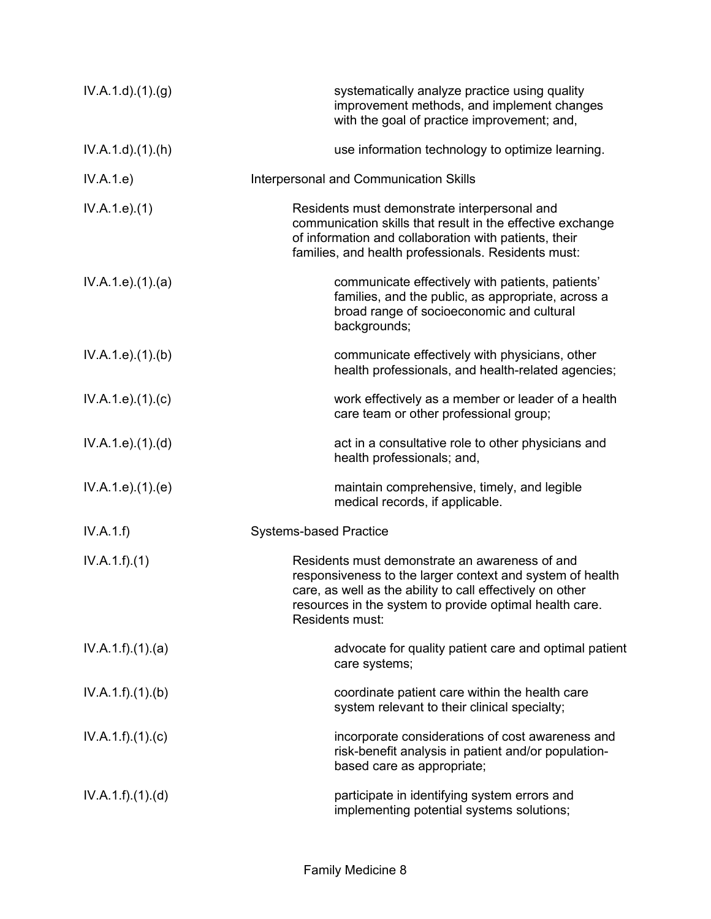| | |
|---|---|
| IV.A.1.d).(1).(g) | systematically analyze practice using quality improvement methods, and implement changes with the goal of practice improvement; and, |
| IV.A.1.d).(1).(h) | use information technology to optimize learning. |
| IV.A.1.e) | Interpersonal and Communication Skills |
| IV.A.1.e).(1) | Residents must demonstrate interpersonal and communication skills that result in the effective exchange of information and collaboration with patients, their families, and health professionals. Residents must: |
| IV.A.1.e).(1).(a) | communicate effectively with patients, patients' families, and the public, as appropriate, across a broad range of socioeconomic and cultural backgrounds; |
| IV.A.1.e).(1).(b) | communicate effectively with physicians, other health professionals, and health-related agencies; |
| IV.A.1.e).(1).(c) | work effectively as a member or leader of a health care team or other professional group; |
| IV.A.1.e).(1).(d) | act in a consultative role to other physicians and health professionals; and, |
| IV.A.1.e).(1).(e) | maintain comprehensive, timely, and legible medical records, if applicable. |
| IV.A.1.f) | Systems-based Practice |
| IV.A.1.f).(1) | Residents must demonstrate an awareness of and responsiveness to the larger context and system of health care, as well as the ability to call effectively on other resources in the system to provide optimal health care. Residents must: |
| IV.A.1.f).(1).(a) | advocate for quality patient care and optimal patient care systems; |
| IV.A.1.f).(1).(b) | coordinate patient care within the health care system relevant to their clinical specialty; |
| IV.A.1.f).(1).(c) | incorporate considerations of cost awareness and risk-benefit analysis in patient and/or population-based care as appropriate; |
| IV.A.1.f).(1).(d) | participate in identifying system errors and implementing potential systems solutions; |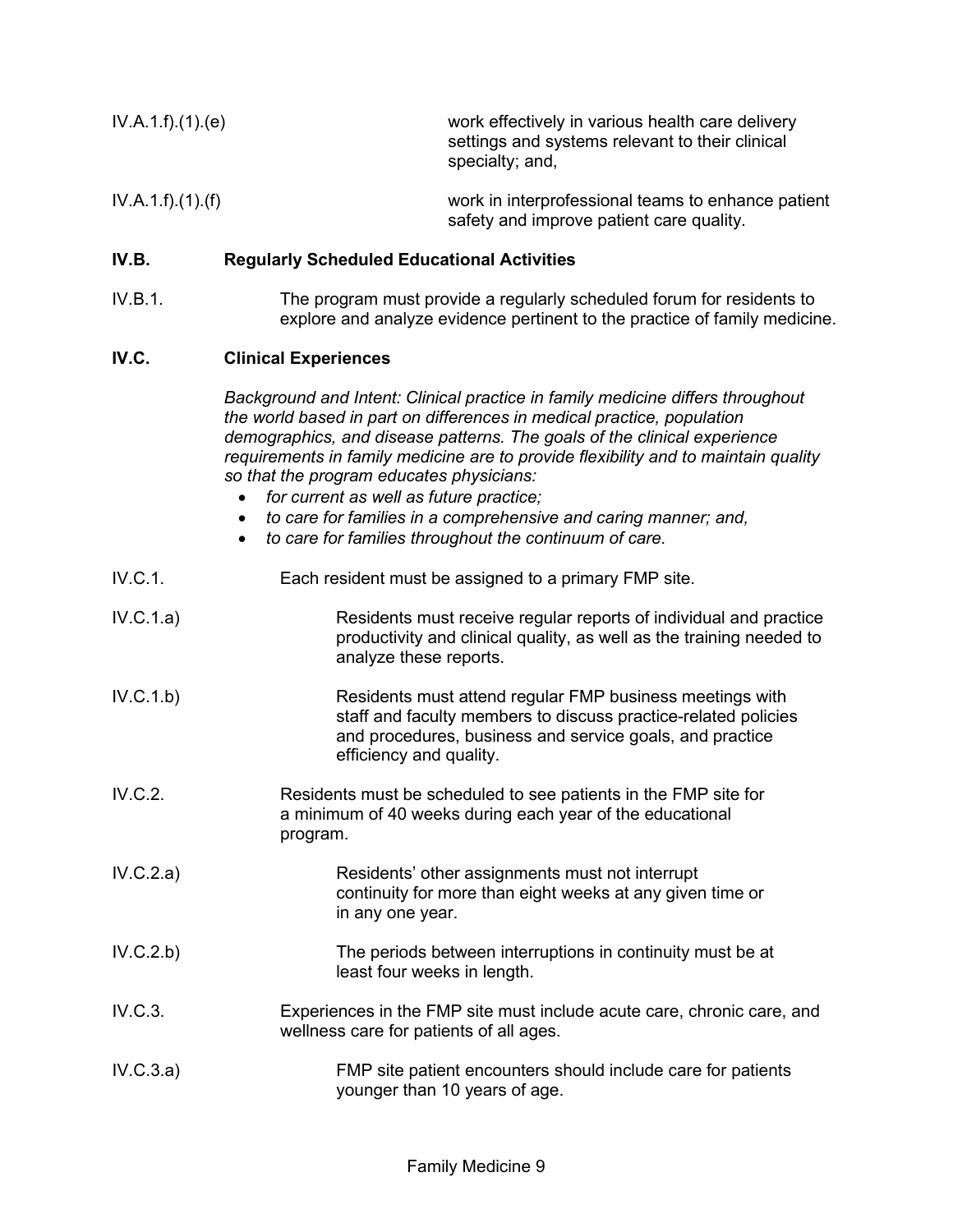IV.A.1.f).(1).(e) work effectively in various health care delivery settings and systems relevant to their clinical specialty; and,

IV.A.1.f).(1).(f) work in interprofessional teams to enhance patient safety and improve patient care quality.

**IV.B. Regularly Scheduled Educational Activities**

IV.B.1. The program must provide a regularly scheduled forum for residents to explore and analyze evidence pertinent to the practice of family medicine.

**IV.C. Clinical Experiences**

*Background and Intent: Clinical practice in family medicine differs throughout the world based in part on differences in medical practice, population demographics, and disease patterns. The goals of the clinical experience requirements in family medicine are to provide flexibility and to maintain quality so that the program educates physicians:*

- *for current as well as future practice;*
- *to care for families in a comprehensive and caring manner; and,*
- *to care for families throughout the continuum of care.*

IV.C.1. Each resident must be assigned to a primary FMP site.

IV.C.1.a) Residents must receive regular reports of individual and practice productivity and clinical quality, as well as the training needed to analyze these reports.

IV.C.1.b) Residents must attend regular FMP business meetings with staff and faculty members to discuss practice-related policies and procedures, business and service goals, and practice efficiency and quality.

IV.C.2. Residents must be scheduled to see patients in the FMP site for a minimum of 40 weeks during each year of the educational program.

IV.C.2.a) Residents' other assignments must not interrupt continuity for more than eight weeks at any given time or in any one year.

IV.C.2.b) The periods between interruptions in continuity must be at least four weeks in length.

IV.C.3. Experiences in the FMP site must include acute care, chronic care, and wellness care for patients of all ages.

IV.C.3.a) FMP site patient encounters should include care for patients younger than 10 years of age.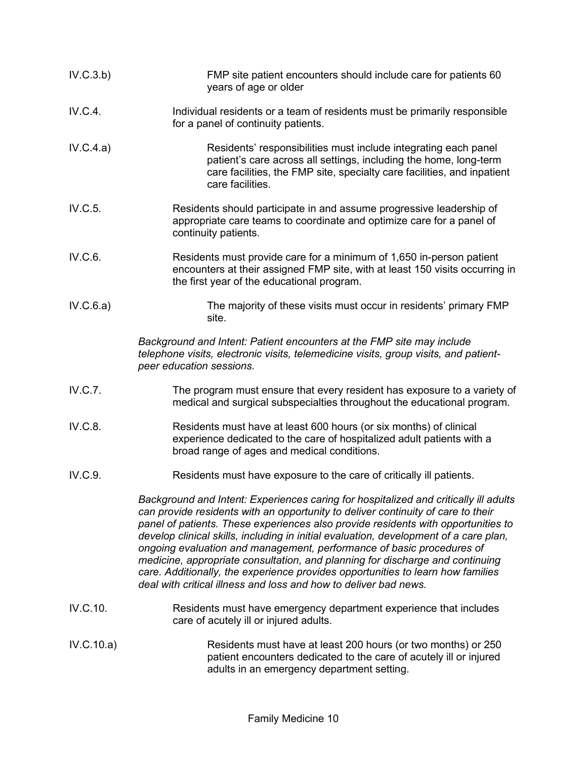IV.C.3.b) FMP site patient encounters should include care for patients 60 years of age or older

IV.C.4. Individual residents or a team of residents must be primarily responsible for a panel of continuity patients.

IV.C.4.a) Residents' responsibilities must include integrating each panel patient's care across all settings, including the home, long-term care facilities, the FMP site, specialty care facilities, and inpatient care facilities.

IV.C.5. Residents should participate in and assume progressive leadership of appropriate care teams to coordinate and optimize care for a panel of continuity patients.

IV.C.6. Residents must provide care for a minimum of 1,650 in-person patient encounters at their assigned FMP site, with at least 150 visits occurring in the first year of the educational program.

IV.C.6.a) The majority of these visits must occur in residents' primary FMP site.

*Background and Intent: Patient encounters at the FMP site may include telephone visits, electronic visits, telemedicine visits, group visits, and patient-peer education sessions.*

IV.C.7. The program must ensure that every resident has exposure to a variety of medical and surgical subspecialties throughout the educational program.

IV.C.8. Residents must have at least 600 hours (or six months) of clinical experience dedicated to the care of hospitalized adult patients with a broad range of ages and medical conditions.

IV.C.9. Residents must have exposure to the care of critically ill patients.

*Background and Intent: Experiences caring for hospitalized and critically ill adults can provide residents with an opportunity to deliver continuity of care to their panel of patients. These experiences also provide residents with opportunities to develop clinical skills, including in initial evaluation, development of a care plan, ongoing evaluation and management, performance of basic procedures of medicine, appropriate consultation, and planning for discharge and continuing care. Additionally, the experience provides opportunities to learn how families deal with critical illness and loss and how to deliver bad news.*

IV.C.10. Residents must have emergency department experience that includes care of acutely ill or injured adults.

IV.C.10.a) Residents must have at least 200 hours (or two months) or 250 patient encounters dedicated to the care of acutely ill or injured adults in an emergency department setting.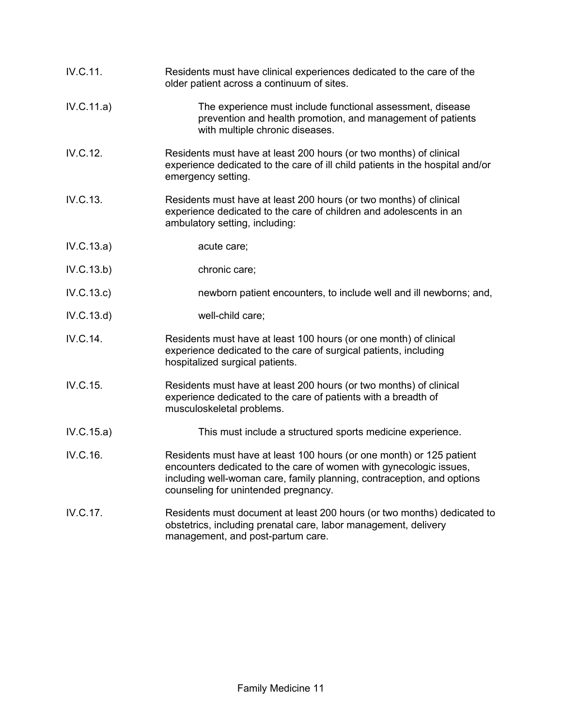IV.C.11. Residents must have clinical experiences dedicated to the care of the older patient across a continuum of sites.

IV.C.11.a) The experience must include functional assessment, disease prevention and health promotion, and management of patients with multiple chronic diseases.

IV.C.12. Residents must have at least 200 hours (or two months) of clinical experience dedicated to the care of ill child patients in the hospital and/or emergency setting.

IV.C.13. Residents must have at least 200 hours (or two months) of clinical experience dedicated to the care of children and adolescents in an ambulatory setting, including:

IV.C.13.a) acute care;

IV.C.13.b) chronic care;

IV.C.13.c) newborn patient encounters, to include well and ill newborns; and,

IV.C.13.d) well-child care;

IV.C.14. Residents must have at least 100 hours (or one month) of clinical experience dedicated to the care of surgical patients, including hospitalized surgical patients.

IV.C.15. Residents must have at least 200 hours (or two months) of clinical experience dedicated to the care of patients with a breadth of musculoskeletal problems.

IV.C.15.a) This must include a structured sports medicine experience.

IV.C.16. Residents must have at least 100 hours (or one month) or 125 patient encounters dedicated to the care of women with gynecologic issues, including well-woman care, family planning, contraception, and options counseling for unintended pregnancy.

IV.C.17. Residents must document at least 200 hours (or two months) dedicated to obstetrics, including prenatal care, labor management, delivery management, and post-partum care.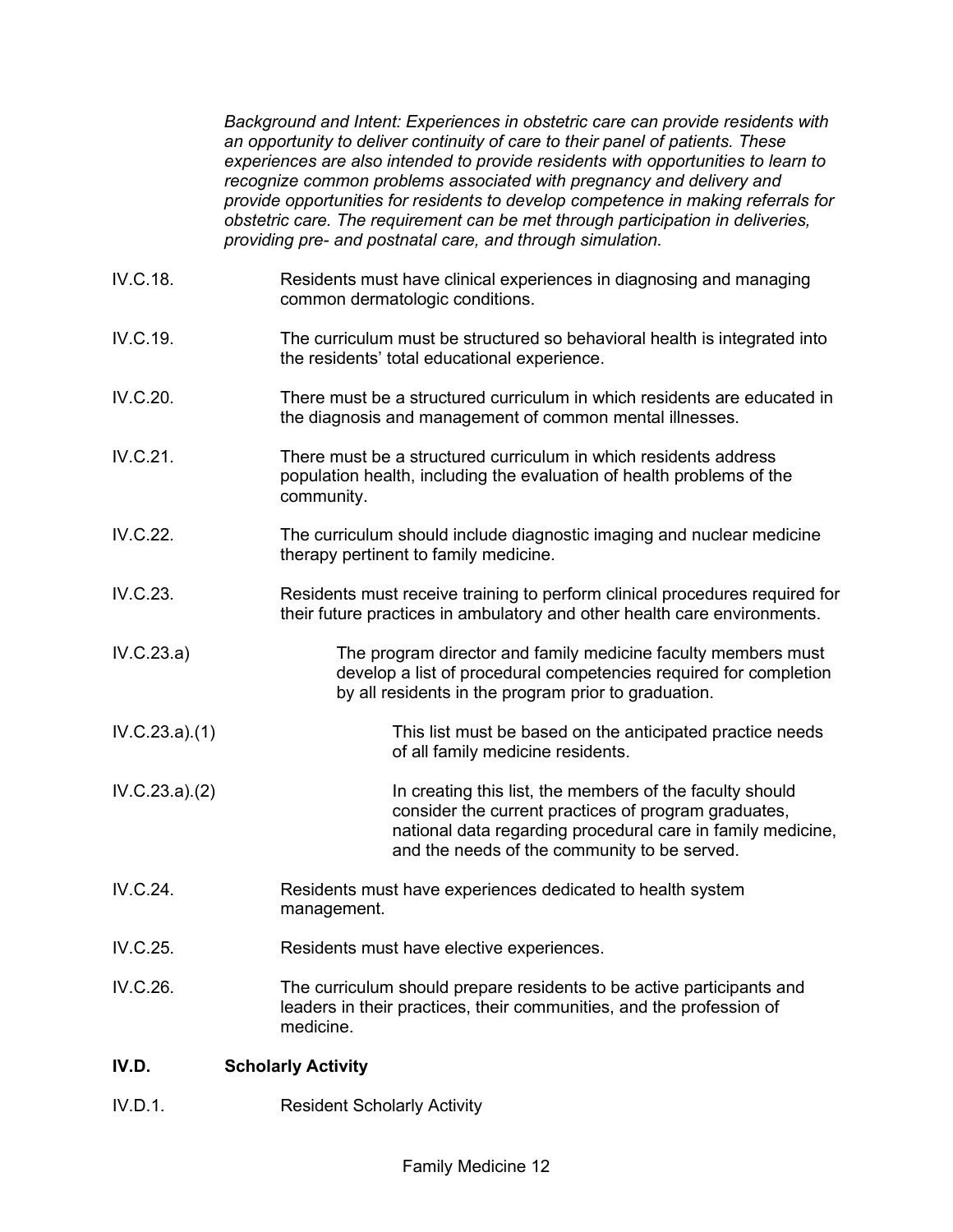*Background and Intent: Experiences in obstetric care can provide residents with an opportunity to deliver continuity of care to their panel of patients. These experiences are also intended to provide residents with opportunities to learn to recognize common problems associated with pregnancy and delivery and provide opportunities for residents to develop competence in making referrals for obstetric care. The requirement can be met through participation in deliveries, providing pre- and postnatal care, and through simulation.*

IV.C.18. Residents must have clinical experiences in diagnosing and managing common dermatologic conditions.

IV.C.19. The curriculum must be structured so behavioral health is integrated into the residents' total educational experience.

IV.C.20. There must be a structured curriculum in which residents are educated in the diagnosis and management of common mental illnesses.

IV.C.21. There must be a structured curriculum in which residents address population health, including the evaluation of health problems of the community.

IV.C.22. The curriculum should include diagnostic imaging and nuclear medicine therapy pertinent to family medicine.

IV.C.23. Residents must receive training to perform clinical procedures required for their future practices in ambulatory and other health care environments.

IV.C.23.a) The program director and family medicine faculty members must develop a list of procedural competencies required for completion by all residents in the program prior to graduation.

IV.C.23.a).(1) This list must be based on the anticipated practice needs of all family medicine residents.

IV.C.23.a).(2) In creating this list, the members of the faculty should consider the current practices of program graduates, national data regarding procedural care in family medicine, and the needs of the community to be served.

IV.C.24. Residents must have experiences dedicated to health system management.

IV.C.25. Residents must have elective experiences.

IV.C.26. The curriculum should prepare residents to be active participants and leaders in their practices, their communities, and the profession of medicine.

## IV.D. Scholarly Activity

IV.D.1. Resident Scholarly Activity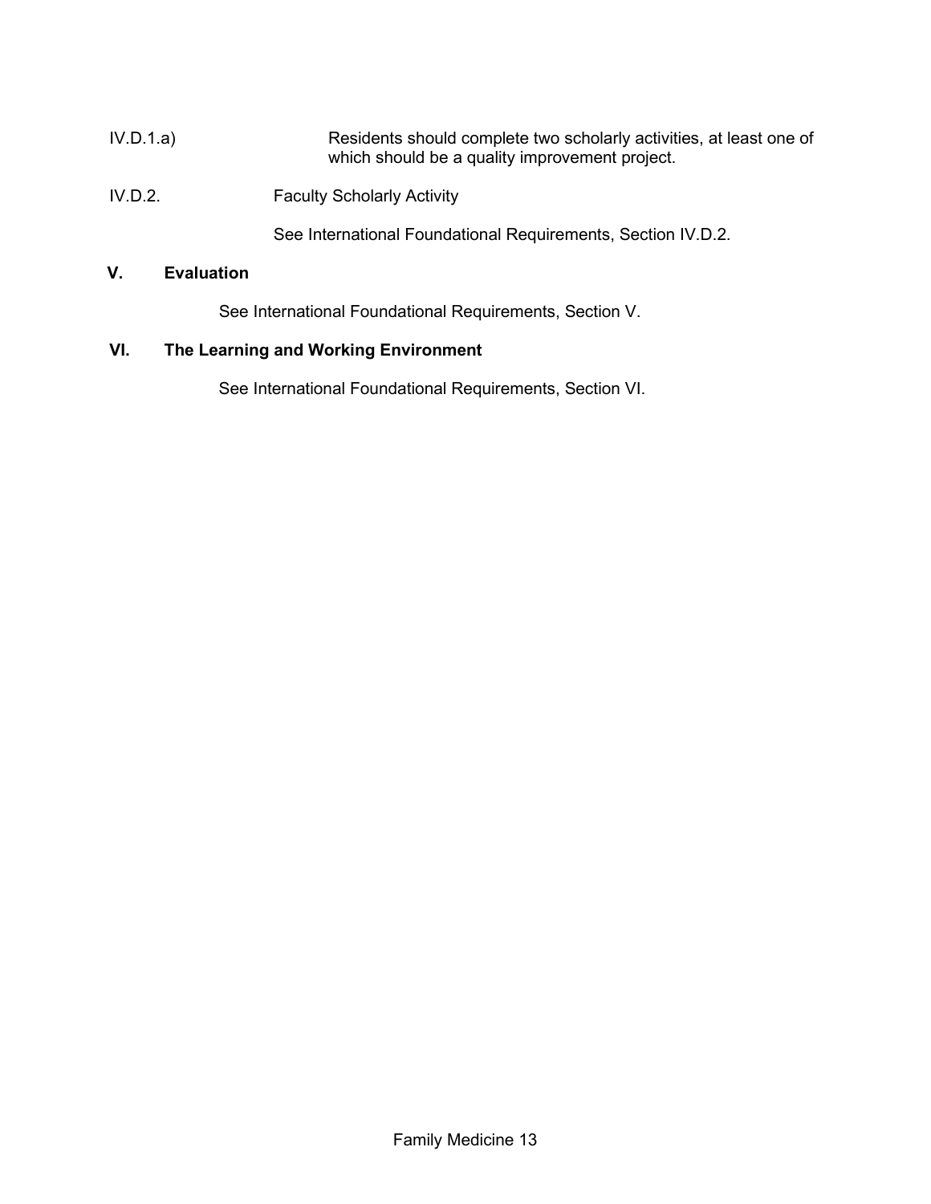IV.D.1.a) Residents should complete two scholarly activities, at least one of which should be a quality improvement project.

IV.D.2. Faculty Scholarly Activity

See International Foundational Requirements, Section IV.D.2.

## V. Evaluation

See International Foundational Requirements, Section V.

## VI. The Learning and Working Environment

See International Foundational Requirements, Section VI.